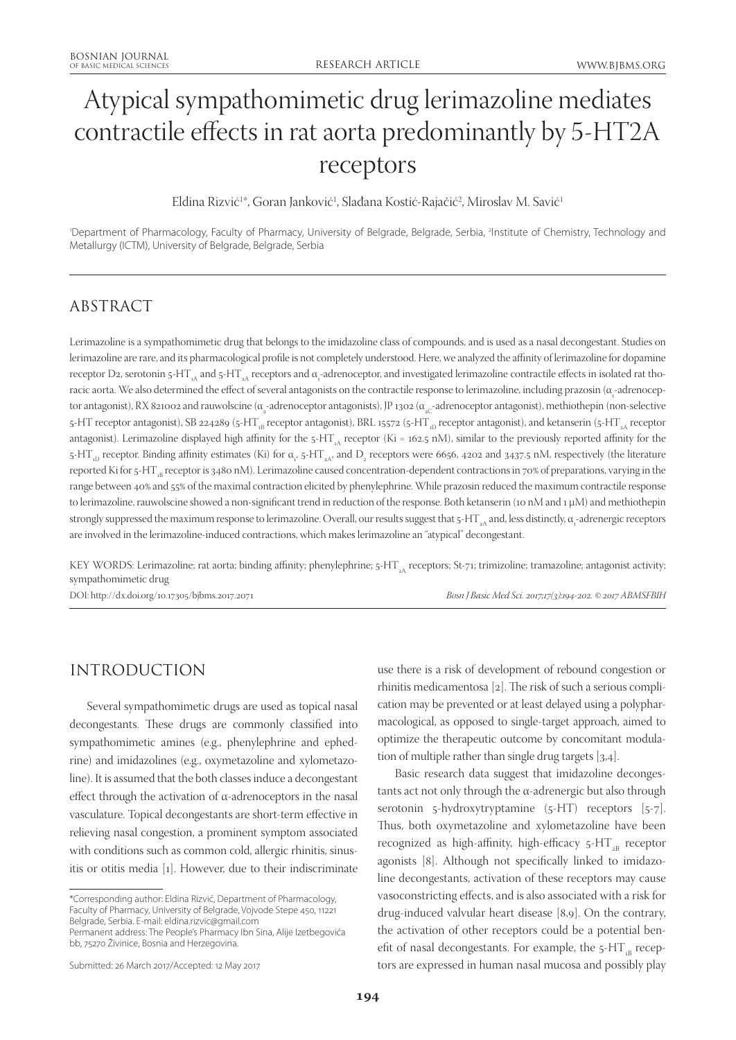# Atypical sympathomimetic drug lerimazoline mediates contractile effects in rat aorta predominantly by 5-HT2A receptors

Eldina Rizvić[1*], Goran Janković[1], Slađana Kostić-Rajačić[2], Miroslav M. Savić[1]

[1]Department of Pharmacology, Faculty of Pharmacy, University of Belgrade, Belgrade, Serbia, [2]Institute of Chemistry, Technology and Metallurgy (ICTM), University of Belgrade, Belgrade, Serbia

## ABSTRACT

Lerimazoline is a sympathomimetic drug that belongs to the imidazoline class of compounds, and is used as a nasal decongestant. Studies on lerimazoline are rare, and its pharmacological profile is not completely understood. Here, we analyzed the affinity of lerimazoline for dopamine receptor D2, serotonin 5-$HT_{1A}$ and 5-$HT_{2A}$ receptors and $\alpha_1$-adrenoceptor, and investigated lerimazoline contractile effects in isolated rat thoracic aorta. We also determined the effect of several antagonists on the contractile response to lerimazoline, including prazosin ($\alpha_1$-adrenoceptor antagonist), RX 821002 and rauwolscine ($\alpha_2$-adrenoceptor antagonists), JP 1302 ($\alpha_{2C}$-adrenoceptor antagonist), methiothepin (non-selective 5-HT receptor antagonist), SB 224289 (5-$HT_{1B}$ receptor antagonist), BRL 15572 (5-$HT_{1D}$ receptor antagonist), and ketanserin (5-$HT_{2A}$ receptor antagonist). Lerimazoline displayed high affinity for the 5-$HT_{1A}$ receptor (Ki = 162.5 nM), similar to the previously reported affinity for the 5-$HT_{1D}$ receptor. Binding affinity estimates (Ki) for $\alpha_1$, 5-$HT_{2A}$, and $D_2$ receptors were 6656, 4202 and 3437.5 nM, respectively (the literature reported Ki for 5-$HT_{1B}$ receptor is 3480 nM). Lerimazoline caused concentration-dependent contractions in 70% of preparations, varying in the range between 40% and 55% of the maximal contraction elicited by phenylephrine. While prazosin reduced the maximum contractile response to lerimazoline, rauwolscine showed a non-significant trend in reduction of the response. Both ketanserin (10 nM and 1 μM) and methiothepin strongly suppressed the maximum response to lerimazoline. Overall, our results suggest that 5-$HT_{2A}$ and, less distinctly, $\alpha_1$-adrenergic receptors are involved in the lerimazoline-induced contractions, which makes lerimazoline an "atypical" decongestant.

KEY WORDS: Lerimazoline; rat aorta; binding affinity; phenylephrine; 5-$HT_{2A}$ receptors; St-71; trimizoline; tramazoline; antagonist activity; sympathomimetic drug

DOI: http://dx.doi.org/10.17305/bjbms.2017.2071

*Bosn J Basic Med Sci. 2017;17(3):194-202. © 2017 ABMSFBIH*

## INTRODUCTION

Several sympathomimetic drugs are used as topical nasal decongestants. These drugs are commonly classified into sympathomimetic amines (e.g., phenylephrine and ephedrine) and imidazolines (e.g., oxymetazoline and xylometazoline). It is assumed that the both classes induce a decongestant effect through the activation of α-adrenoceptors in the nasal vasculature. Topical decongestants are short-term effective in relieving nasal congestion, a prominent symptom associated with conditions such as common cold, allergic rhinitis, sinusitis or otitis media [1]. However, due to their indiscriminate use there is a risk of development of rebound congestion or rhinitis medicamentosa [2]. The risk of such a serious complication may be prevented or at least delayed using a polypharmacological, as opposed to single-target approach, aimed to optimize the therapeutic outcome by concomitant modulation of multiple rather than single drug targets [3,4].

Basic research data suggest that imidazoline decongestants act not only through the α-adrenergic but also through serotonin 5-hydroxytryptamine (5-HT) receptors [5-7]. Thus, both oxymetazoline and xylometazoline have been recognized as high-affinity, high-efficacy 5-$HT_{2B}$ receptor agonists [8]. Although not specifically linked to imidazoline decongestants, activation of these receptors may cause vasoconstricting effects, and is also associated with a risk for drug-induced valvular heart disease [8,9]. On the contrary, the activation of other receptors could be a potential benefit of nasal decongestants. For example, the 5-$HT_{1B}$ receptors are expressed in human nasal mucosa and possibly play

*Corresponding author: Eldina Rizvić, Department of Pharmacology, Faculty of Pharmacy, University of Belgrade, Vojvode Stepe 450, 11221 Belgrade, Serbia. E-mail: eldina.rizvic@gmail.com
Permanent address: The People's Pharmacy Ibn Sina, Alije Izetbegovića bb, 75270 Živinice, Bosnia and Herzegovina.

Submitted: 26 March 2017/Accepted: 12 May 2017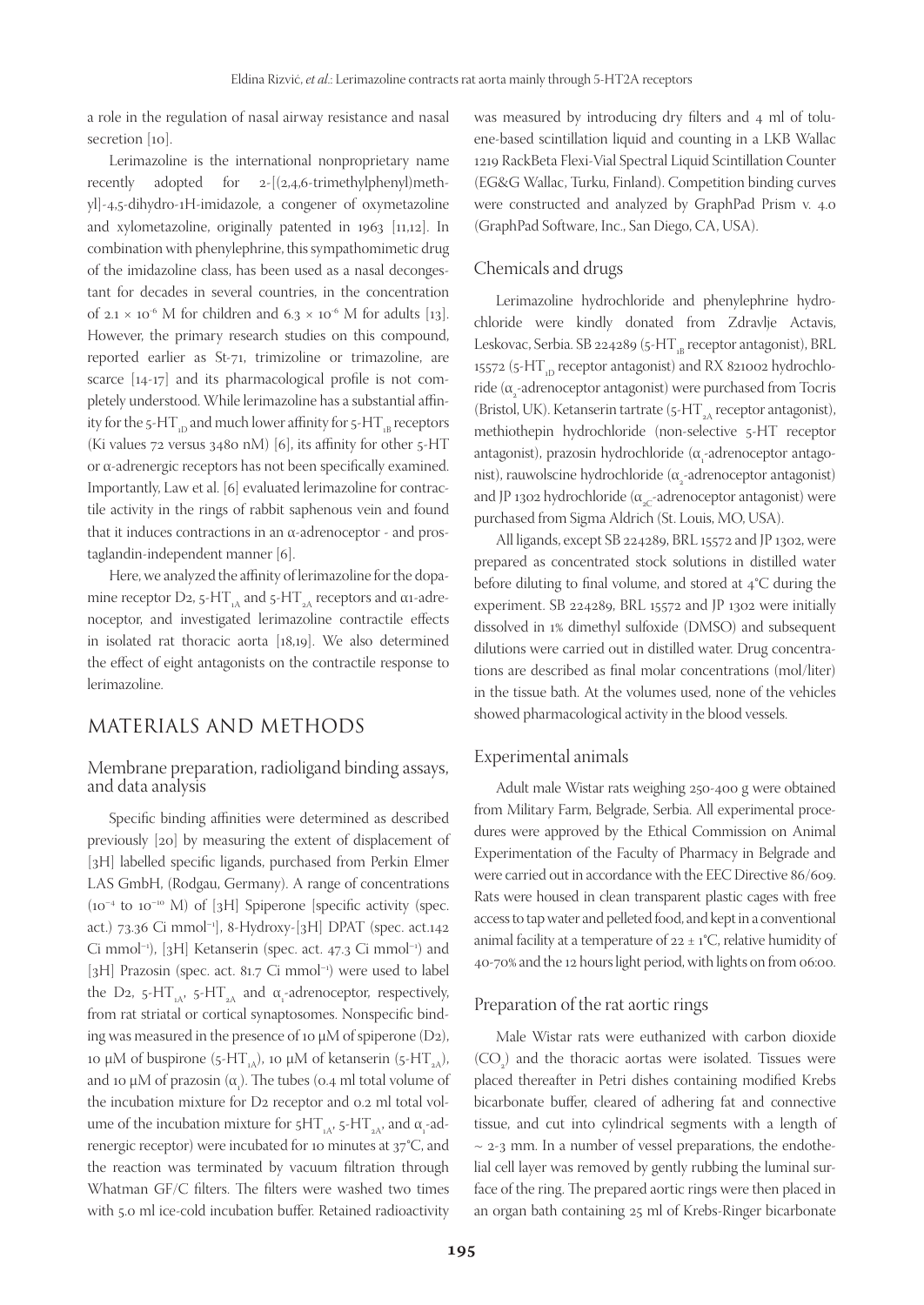a role in the regulation of nasal airway resistance and nasal secretion [10].

Lerimazoline is the international nonproprietary name recently adopted for 2-[(2,4,6-trimethylphenyl)methyl]-4,5-dihydro-1H-imidazole, a congener of oxymetazoline and xylometazoline, originally patented in 1963 [11,12]. In combination with phenylephrine, this sympathomimetic drug of the imidazoline class, has been used as a nasal decongestant for decades in several countries, in the concentration of $2.1 \times 10^{-6}$ M for children and $6.3 \times 10^{-6}$ M for adults [13]. However, the primary research studies on this compound, reported earlier as St-71, trimizoline or trimazoline, are scarce [14-17] and its pharmacological profile is not completely understood. While lerimazoline has a substantial affinity for the 5-$HT_{1D}$ and much lower affinity for 5-$HT_{1B}$ receptors (Ki values 72 versus 3480 nM) [6], its affinity for other 5-HT or α-adrenergic receptors has not been specifically examined. Importantly, Law et al. [6] evaluated lerimazoline for contractile activity in the rings of rabbit saphenous vein and found that it induces contractions in an α-adrenoceptor - and prostaglandin-independent manner [6].

Here, we analyzed the affinity of lerimazoline for the dopamine receptor D2, 5-$HT_{1A}$ and 5-$HT_{2A}$ receptors and α1-adrenoceptor, and investigated lerimazoline contractile effects in isolated rat thoracic aorta [18,19]. We also determined the effect of eight antagonists on the contractile response to lerimazoline.

## MATERIALS AND METHODS

### Membrane preparation, radioligand binding assays, and data analysis

Specific binding affinities were determined as described previously [20] by measuring the extent of displacement of [3H] labelled specific ligands, purchased from Perkin Elmer LAS GmbH, (Rodgau, Germany). A range of concentrations ($10^{-4}$ to $10^{-10}$ M) of [3H] Spiperone [specific activity (spec. act.) 73.36 Ci $mmol^{-1}$], 8-Hydroxy-[3H] DPAT (spec. act.142 Ci $mmol^{-1}$), [3H] Ketanserin (spec. act. 47.3 Ci $mmol^{-1}$) and [3H] Prazosin (spec. act. 81.7 Ci $mmol^{-1}$) were used to label the D2, 5-$HT_{1A}$, 5-$HT_{2A}$ and $\alpha_1$-adrenoceptor, respectively, from rat striatal or cortical synaptosomes. Nonspecific binding was measured in the presence of 10 μM of spiperone (D2), 10 μM of buspirone (5-$HT_{1A}$), 10 μM of ketanserin (5-$HT_{2A}$), and 10 μM of prazosin ($\alpha_1$). The tubes (0.4 ml total volume of the incubation mixture for D2 receptor and 0.2 ml total volume of the incubation mixture for 5$HT_{1A}$, 5-$HT_{2A}$, and $\alpha_1$-adrenergic receptor) were incubated for 10 minutes at 37°C, and the reaction was terminated by vacuum filtration through Whatman GF/C filters. The filters were washed two times with 5.0 ml ice-cold incubation buffer. Retained radioactivity was measured by introducing dry filters and 4 ml of toluene-based scintillation liquid and counting in a LKB Wallac 1219 RackBeta Flexi-Vial Spectral Liquid Scintillation Counter (EG&G Wallac, Turku, Finland). Competition binding curves were constructed and analyzed by GraphPad Prism v. 4.0 (GraphPad Software, Inc., San Diego, CA, USA).

### Chemicals and drugs

Lerimazoline hydrochloride and phenylephrine hydrochloride were kindly donated from Zdravlje Actavis, Leskovac, Serbia. SB 224289 (5-$HT_{1B}$ receptor antagonist), BRL 15572 (5-$HT_{1D}$ receptor antagonist) and RX 821002 hydrochloride ($\alpha_2$-adrenoceptor antagonist) were purchased from Tocris (Bristol, UK). Ketanserin tartrate (5-$HT_{2A}$ receptor antagonist), methiothepin hydrochloride (non-selective 5-HT receptor antagonist), prazosin hydrochloride ($\alpha_1$-adrenoceptor antagonist), rauwolscine hydrochloride ($\alpha_2$-adrenoceptor antagonist) and JP 1302 hydrochloride ($\alpha_{2C}$-adrenoceptor antagonist) were purchased from Sigma Aldrich (St. Louis, MO, USA).

All ligands, except SB 224289, BRL 15572 and JP 1302, were prepared as concentrated stock solutions in distilled water before diluting to final volume, and stored at 4°C during the experiment. SB 224289, BRL 15572 and JP 1302 were initially dissolved in 1% dimethyl sulfoxide (DMSO) and subsequent dilutions were carried out in distilled water. Drug concentrations are described as final molar concentrations (mol/liter) in the tissue bath. At the volumes used, none of the vehicles showed pharmacological activity in the blood vessels.

### Experimental animals

Adult male Wistar rats weighing 250-400 g were obtained from Military Farm, Belgrade, Serbia. All experimental procedures were approved by the Ethical Commission on Animal Experimentation of the Faculty of Pharmacy in Belgrade and were carried out in accordance with the EEC Directive 86/609. Rats were housed in clean transparent plastic cages with free access to tap water and pelleted food, and kept in a conventional animal facility at a temperature of 22 ± 1°C, relative humidity of 40-70% and the 12 hours light period, with lights on from 06:00.

### Preparation of the rat aortic rings

Male Wistar rats were euthanized with carbon dioxide ($CO_2$) and the thoracic aortas were isolated. Tissues were placed thereafter in Petri dishes containing modified Krebs bicarbonate buffer, cleared of adhering fat and connective tissue, and cut into cylindrical segments with a length of ~ 2-3 mm. In a number of vessel preparations, the endothelial cell layer was removed by gently rubbing the luminal surface of the ring. The prepared aortic rings were then placed in an organ bath containing 25 ml of Krebs-Ringer bicarbonate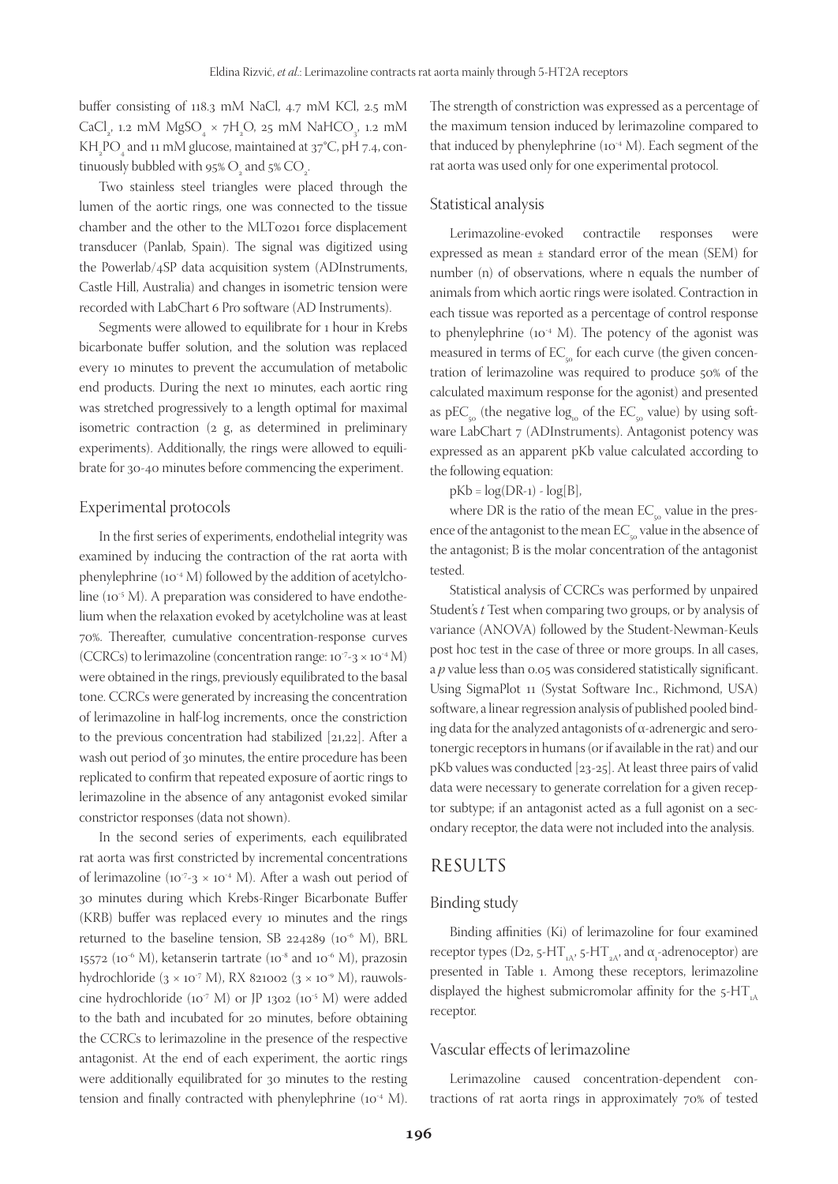buffer consisting of 118.3 mM NaCl, 4.7 mM KCl, 2.5 mM $CaCl_2$, 1.2 mM $MgSO_4 \times 7H_2O$, 25 mM $NaHCO_3$, 1.2 mM $KH_2PO_4$ and 11 mM glucose, maintained at 37°C, pH 7.4, continuously bubbled with 95% $O_2$ and 5% $CO_2$.

Two stainless steel triangles were placed through the lumen of the aortic rings, one was connected to the tissue chamber and the other to the MLT0201 force displacement transducer (Panlab, Spain). The signal was digitized using the Powerlab/4SP data acquisition system (ADInstruments, Castle Hill, Australia) and changes in isometric tension were recorded with LabChart 6 Pro software (AD Instruments).

Segments were allowed to equilibrate for 1 hour in Krebs bicarbonate buffer solution, and the solution was replaced every 10 minutes to prevent the accumulation of metabolic end products. During the next 10 minutes, each aortic ring was stretched progressively to a length optimal for maximal isometric contraction (2 g, as determined in preliminary experiments). Additionally, the rings were allowed to equilibrate for 30-40 minutes before commencing the experiment.

## Experimental protocols

In the first series of experiments, endothelial integrity was examined by inducing the contraction of the rat aorta with phenylephrine ($10^{-4}$ M) followed by the addition of acetylcholine ($10^{-5}$ M). A preparation was considered to have endothelium when the relaxation evoked by acetylcholine was at least 70%. Thereafter, cumulative concentration-response curves (CCRCs) to lerimazoline (concentration range: $10^{-7}$-$3 \times 10^{-4}$ M) were obtained in the rings, previously equilibrated to the basal tone. CCRCs were generated by increasing the concentration of lerimazoline in half-log increments, once the constriction to the previous concentration had stabilized [21,22]. After a wash out period of 30 minutes, the entire procedure has been replicated to confirm that repeated exposure of aortic rings to lerimazoline in the absence of any antagonist evoked similar constrictor responses (data not shown).

In the second series of experiments, each equilibrated rat aorta was first constricted by incremental concentrations of lerimazoline ($10^{-7}$-$3 \times 10^{-4}$ M). After a wash out period of 30 minutes during which Krebs-Ringer Bicarbonate Buffer (KRB) buffer was replaced every 10 minutes and the rings returned to the baseline tension, SB 224289 ($10^{-6}$ M), BRL 15572 ($10^{-6}$ M), ketanserin tartrate ($10^{-8}$ and $10^{-6}$ M), prazosin hydrochloride ($3 \times 10^{-7}$ M), RX 821002 ($3 \times 10^{-9}$ M), rauwolscine hydrochloride ($10^{-7}$ M) or JP 1302 ($10^{-5}$ M) were added to the bath and incubated for 20 minutes, before obtaining the CCRCs to lerimazoline in the presence of the respective antagonist. At the end of each experiment, the aortic rings were additionally equilibrated for 30 minutes to the resting tension and finally contracted with phenylephrine ($10^{-4}$ M). The strength of constriction was expressed as a percentage of the maximum tension induced by lerimazoline compared to that induced by phenylephrine ($10^{-4}$ M). Each segment of the rat aorta was used only for one experimental protocol.

## Statistical analysis

Lerimazoline-evoked contractile responses were expressed as mean ± standard error of the mean (SEM) for number (n) of observations, where n equals the number of animals from which aortic rings were isolated. Contraction in each tissue was reported as a percentage of control response to phenylephrine ($10^{-4}$ M). The potency of the agonist was measured in terms of $EC_{50}$ for each curve (the given concentration of lerimazoline was required to produce 50% of the calculated maximum response for the agonist) and presented as $pEC_{50}$ (the negative $\log_{10}$ of the $EC_{50}$ value) by using software LabChart 7 (ADInstruments). Antagonist potency was expressed as an apparent pKb value calculated according to the following equation:

$$pKb = \log(DR\text{-}1) - \log[B],$$

where DR is the ratio of the mean $EC_{50}$ value in the presence of the antagonist to the mean $EC_{50}$ value in the absence of the antagonist; B is the molar concentration of the antagonist tested.

Statistical analysis of CCRCs was performed by unpaired Student's *t* Test when comparing two groups, or by analysis of variance (ANOVA) followed by the Student-Newman-Keuls post hoc test in the case of three or more groups. In all cases, a $p$ value less than 0.05 was considered statistically significant. Using SigmaPlot 11 (Systat Software Inc., Richmond, USA) software, a linear regression analysis of published pooled binding data for the analyzed antagonists of α-adrenergic and serotonergic receptors in humans (or if available in the rat) and our pKb values was conducted [23-25]. At least three pairs of valid data were necessary to generate correlation for a given receptor subtype; if an antagonist acted as a full agonist on a secondary receptor, the data were not included into the analysis.

# RESULTS

## Binding study

Binding affinities (Ki) of lerimazoline for four examined receptor types (D2, $5\text{-}HT_{1A}$, $5\text{-}HT_{2A}$, and $\alpha_1$-adrenoceptor) are presented in Table 1. Among these receptors, lerimazoline displayed the highest submicromolar affinity for the $5\text{-}HT_{1A}$ receptor.

## Vascular effects of lerimazoline

Lerimazoline caused concentration-dependent contractions of rat aorta rings in approximately 70% of tested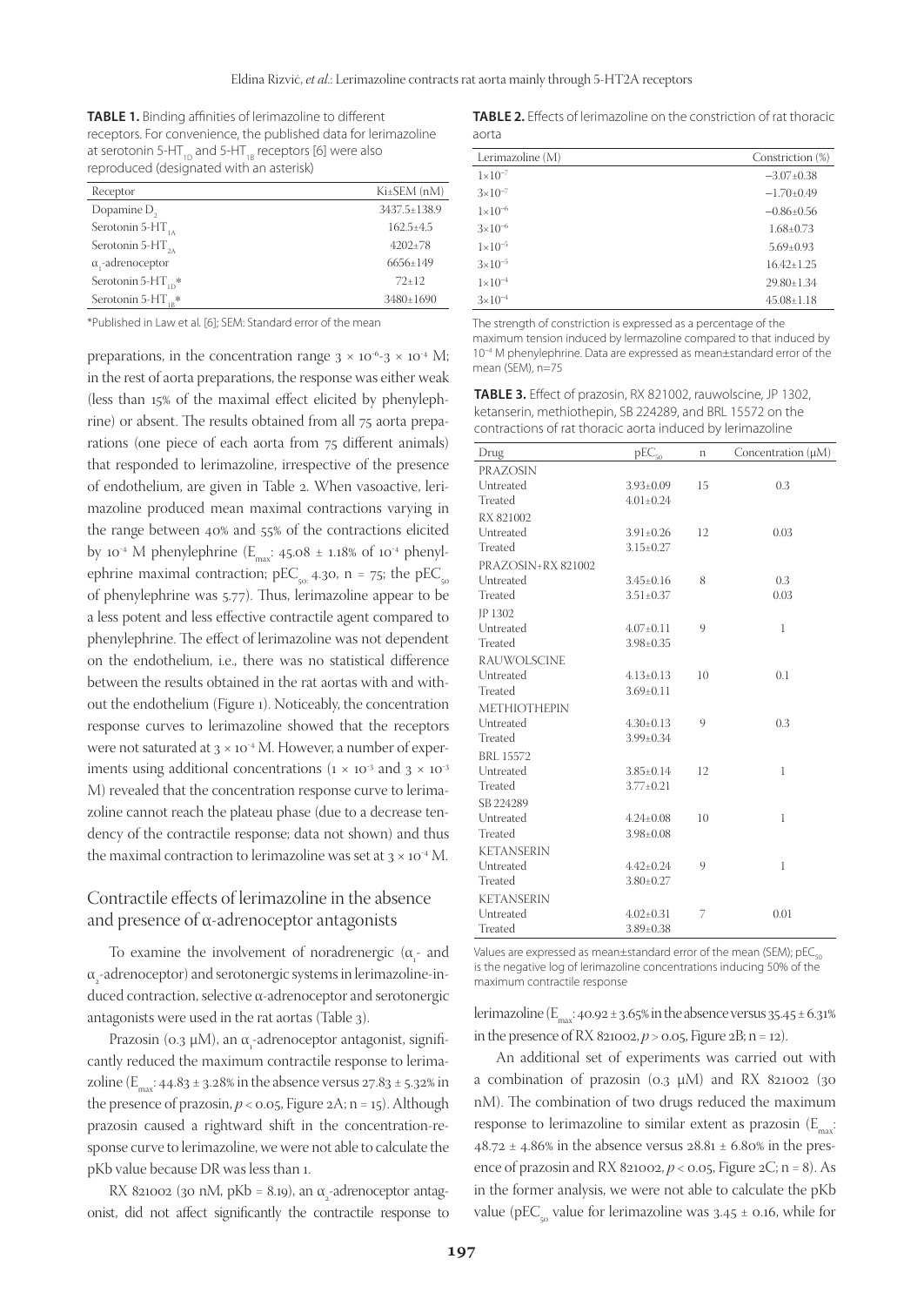**TABLE 1.** Binding affinities of lerimazoline to different receptors. For convenience, the published data for lerimazoline at serotonin 5-$HT_{1D}$ and 5-$HT_{1B}$ receptors [6] were also reproduced (designated with an asterisk)

| Receptor | Ki±SEM (nM) |
|---|---|
| Dopamine $D_2$ | 3437.5±138.9 |
| Serotonin 5-$HT_{1A}$ | 162.5±4.5 |
| Serotonin 5-$HT_{2A}$ | 4202±78 |
| $\alpha_1$-adrenoceptor | 6656±149 |
| Serotonin 5-$HT_{1D}$* | 72±12 |
| Serotonin 5-$HT_{1B}$* | 3480±1690 |

*Published in Law et al. [6]; SEM: Standard error of the mean

preparations, in the concentration range $3 \times 10^{-6}$-$3 \times 10^{-4}$ M; in the rest of aorta preparations, the response was either weak (less than 15% of the maximal effect elicited by phenylephrine) or absent. The results obtained from all 75 aorta preparations (one piece of each aorta from 75 different animals) that responded to lerimazoline, irrespective of the presence of endothelium, are given in Table 2. When vasoactive, lerimazoline produced mean maximal contractions varying in the range between 40% and 55% of the contractions elicited by $10^{-4}$ M phenylephrine ($E_{max}$: 45.08 ± 1.18% of $10^{-4}$ phenylephrine maximal contraction; $pEC_{50}$: 4.30, n = 75; the $pEC_{50}$ of phenylephrine was 5.77). Thus, lerimazoline appear to be a less potent and less effective contractile agent compared to phenylephrine. The effect of lerimazoline was not dependent on the endothelium, i.e., there was no statistical difference between the results obtained in the rat aortas with and without the endothelium (Figure 1). Noticeably, the concentration response curves to lerimazoline showed that the receptors were not saturated at $3 \times 10^{-4}$ M. However, a number of experiments using additional concentrations ($1 \times 10^{-3}$ and $3 \times 10^{-3}$ M) revealed that the concentration response curve to lerimazoline cannot reach the plateau phase (due to a decrease tendency of the contractile response; data not shown) and thus the maximal contraction to lerimazoline was set at $3 \times 10^{-4}$ M.

## Contractile effects of lerimazoline in the absence and presence of α-adrenoceptor antagonists

To examine the involvement of noradrenergic ($\alpha_1$- and $\alpha_2$-adrenoceptor) and serotonergic systems in lerimazoline-induced contraction, selective α-adrenoceptor and serotonergic antagonists were used in the rat aortas (Table 3).

Prazosin (0.3 μM), an $\alpha_1$-adrenoceptor antagonist, significantly reduced the maximum contractile response to lerimazoline ($E_{max}$: 44.83 ± 3.28% in the absence versus 27.83 ± 5.32% in the presence of prazosin, $p < 0.05$, Figure 2A; n = 15). Although prazosin caused a rightward shift in the concentration-response curve to lerimazoline, we were not able to calculate the pKb value because DR was less than 1.

RX 821002 (30 nM, pKb = 8.19), an $\alpha_2$-adrenoceptor antagonist, did not affect significantly the contractile response to lerimazoline ($E_{max}$: 40.92 ± 3.65% in the absence versus 35.45 ± 6.31% in the presence of RX 821002, $p > 0.05$, Figure 2B; n = 12).

An additional set of experiments was carried out with a combination of prazosin (0.3 μM) and RX 821002 (30 nM). The combination of two drugs reduced the maximum response to lerimazoline to similar extent as prazosin ($E_{max}$: 48.72 ± 4.86% in the absence versus 28.81 ± 6.80% in the presence of prazosin and RX 821002, $p < 0.05$, Figure 2C; n = 8). As in the former analysis, we were not able to calculate the pKb value ($pEC_{50}$ value for lerimazoline was 3.45 ± 0.16, while for

**TABLE 2.** Effects of lerimazoline on the constriction of rat thoracic aorta

| Lerimazoline (M) | Constriction (%) |
|---|---|
| $1\times10^{-7}$ | −3.07±0.38 |
| $3\times10^{-7}$ | −1.70±0.49 |
| $1\times10^{-6}$ | −0.86±0.56 |
| $3\times10^{-6}$ | 1.68±0.73 |
| $1\times10^{-5}$ | 5.69±0.93 |
| $3\times10^{-5}$ | 16.42±1.25 |
| $1\times10^{-4}$ | 29.80±1.34 |
| $3\times10^{-4}$ | 45.08±1.18 |

The strength of constriction is expressed as a percentage of the maximum tension induced by lermazoline compared to that induced by $10^{-4}$ M phenylephrine. Data are expressed as mean±standard error of the mean (SEM), n=75

**TABLE 3.** Effect of prazosin, RX 821002, rauwolscine, JP 1302, ketanserin, methiothepin, SB 224289, and BRL 15572 on the contractions of rat thoracic aorta induced by lerimazoline

| Drug | $pEC_{50}$ | n | Concentration (μM) |
|---|---|---|---|
| PRAZOSIN | | | |
| Untreated | 3.93±0.09 | 15 | 0.3 |
| Treated | 4.01±0.24 | | |
| RX 821002 | | | |
| Untreated | 3.91±0.26 | 12 | 0.03 |
| Treated | 3.15±0.27 | | |
| PRAZOSIN+RX 821002 | | | |
| Untreated | 3.45±0.16 | 8 | 0.3 |
| Treated | 3.51±0.37 | | 0.03 |
| JP 1302 | | | |
| Untreated | 4.07±0.11 | 9 | 1 |
| Treated | 3.98±0.35 | | |
| RAUWOLSCINE | | | |
| Untreated | 4.13±0.13 | 10 | 0.1 |
| Treated | 3.69±0.11 | | |
| METHIOTHEPIN | | | |
| Untreated | 4.30±0.13 | 9 | 0.3 |
| Treated | 3.99±0.34 | | |
| BRL 15572 | | | |
| Untreated | 3.85±0.14 | 12 | 1 |
| Treated | 3.77±0.21 | | |
| SB 224289 | | | |
| Untreated | 4.24±0.08 | 10 | 1 |
| Treated | 3.98±0.08 | | |
| KETANSERIN | | | |
| Untreated | 4.42±0.24 | 9 | 1 |
| Treated | 3.80±0.27 | | |
| KETANSERIN | | | |
| Untreated | 4.02±0.31 | 7 | 0.01 |
| Treated | 3.89±0.38 | | |

Values are expressed as mean±standard error of the mean (SEM); $pEC_{50}$ is the negative log of lerimazoline concentrations inducing 50% of the maximum contractile response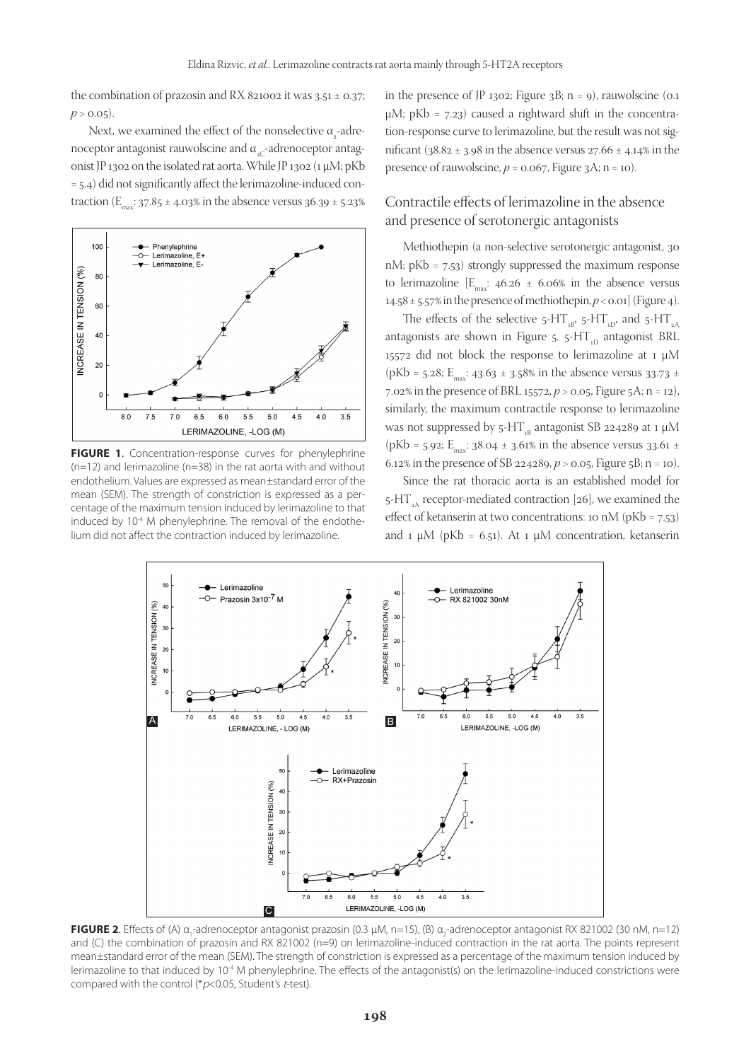the combination of prazosin and RX 821002 it was 3.51 ± 0.37; $p > 0.05$).

Next, we examined the effect of the nonselective $\alpha_2$-adrenoceptor antagonist rauwolscine and $\alpha_{2C}$-adrenoceptor antagonist JP 1302 on the isolated rat aorta. While JP 1302 (1 μM; pKb = 5.4) did not significantly affect the lerimazoline-induced contraction ($E_{max}$: 37.85 ± 4.03% in the absence versus 36.39 ± 5.23% in the presence of JP 1302; Figure 3B; n = 9), rauwolscine (0.1 μM; pKb = 7.23) caused a rightward shift in the concentration-response curve to lerimazoline, but the result was not significant (38.82 ± 3.98 in the absence versus 27.66 ± 4.14% in the presence of rauwolscine, $p = 0.067$, Figure 3A; n = 10).

**FIGURE 1.** Concentration-response curves for phenylephrine (n=12) and lerimazoline (n=38) in the rat aorta with and without endothelium. Values are expressed as mean±standard error of the mean (SEM). The strength of constriction is expressed as a percentage of the maximum tension induced by lerimazoline to that induced by $10^{-4}$ M phenylephrine. The removal of the endothelium did not affect the contraction induced by lerimazoline.

## Contractile effects of lerimazoline in the absence and presence of serotonergic antagonists

Methiothepin (a non-selective serotonergic antagonist, 30 nM; pKb = 7.53) strongly suppressed the maximum response to lerimazoline [$E_{max}$: 46.26 ± 6.06% in the absence versus 14.58 ± 5.57% in the presence of methiothepin, $p < 0.01$] (Figure 4).

The effects of the selective $5\text{-}HT_{1B}$, $5\text{-}HT_{1D}$, and $5\text{-}HT_{2A}$ antagonists are shown in Figure 5. $5\text{-}HT_{1D}$ antagonist BRL 15572 did not block the response to lerimazoline at 1 μM (pKb = 5.28; $E_{max}$: 43.63 ± 3.58% in the absence versus 33.73 ± 7.02% in the presence of BRL 15572, $p > 0.05$, Figure 5A; n = 12), similarly, the maximum contractile response to lerimazoline was not suppressed by $5\text{-}HT_{1B}$ antagonist SB 224289 at 1 μM (pKb = 5.92; $E_{max}$: 38.04 ± 3.61% in the absence versus 33.61 ± 6.12% in the presence of SB 224289, $p > 0.05$, Figure 5B; n = 10).

Since the rat thoracic aorta is an established model for $5\text{-}HT_{2A}$ receptor-mediated contraction [26], we examined the effect of ketanserin at two concentrations: 10 nM (pKb = 7.53) and 1 μM (pKb = 6.51). At 1 μM concentration, ketanserin

**FIGURE 2.** Effects of (A) $\alpha_1$-adrenoceptor antagonist prazosin (0.3 μM, n=15), (B) $\alpha_2$-adrenoceptor antagonist RX 821002 (30 nM, n=12) and (C) the combination of prazosin and RX 821002 (n=9) on lerimazoline-induced contraction in the rat aorta. The points represent mean±standard error of the mean (SEM). The strength of constriction is expressed as a percentage of the maximum tension induced by lerimazoline to that induced by $10^{-4}$ M phenylephrine. The effects of the antagonist(s) on the lerimazoline-induced constrictions were compared with the control (*$p<0.05$, Student's *t*-test).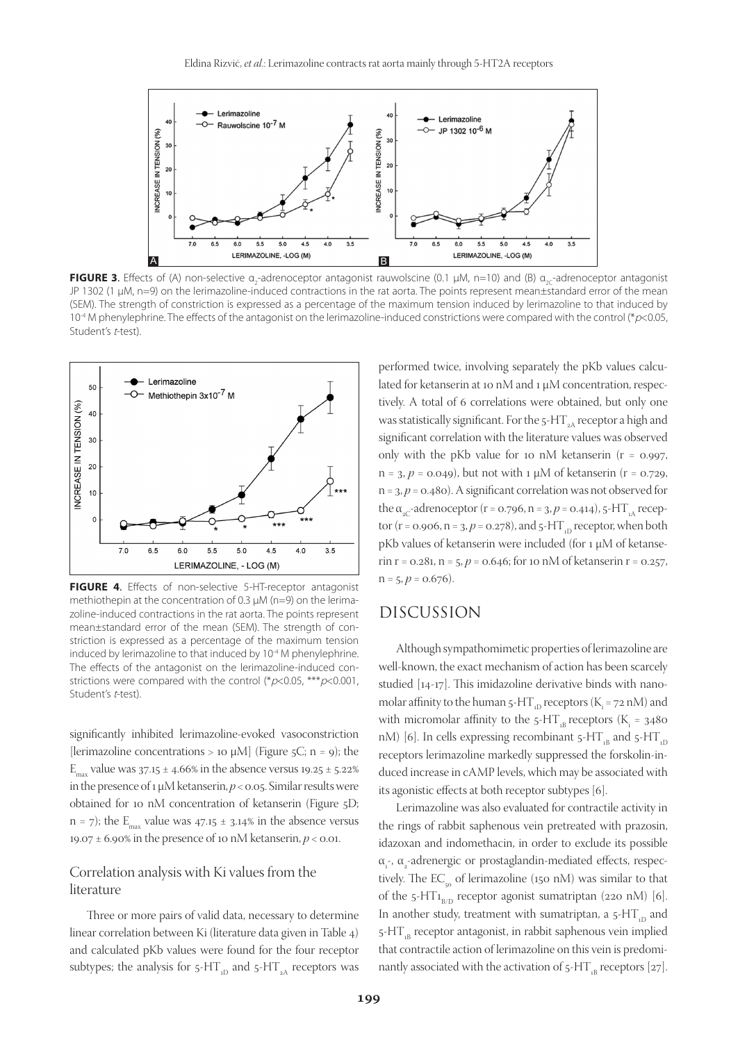**FIGURE 3.** Effects of (A) non-selective $\alpha_2$-adrenoceptor antagonist rauwolscine (0.1 μM, n=10) and (B) $\alpha_{2C}$-adrenoceptor antagonist JP 1302 (1 μM, n=9) on the lerimazoline-induced contractions in the rat aorta. The points represent mean±standard error of the mean (SEM). The strength of constriction is expressed as a percentage of the maximum tension induced by lerimazoline to that induced by $10^{-4}$ M phenylephrine. The effects of the antagonist on the lerimazoline-induced constrictions were compared with the control (*$p$<0.05, Student's $t$-test).

**FIGURE 4.** Effects of non-selective 5-HT-receptor antagonist methiothepin at the concentration of 0.3 μM (n=9) on the lerimazoline-induced contractions in the rat aorta. The points represent mean±standard error of the mean (SEM). The strength of constriction is expressed as a percentage of the maximum tension induced by lerimazoline to that induced by $10^{-4}$ M phenylephrine. The effects of the antagonist on the lerimazoline-induced constrictions were compared with the control (*$p$<0.05, ***$p$<0.001, Student's $t$-test).

significantly inhibited lerimazoline-evoked vasoconstriction [lerimazoline concentrations > 10 μM] (Figure 5C; n = 9); the $E_{max}$ value was 37.15 ± 4.66% in the absence versus 19.25 ± 5.22% in the presence of 1 μM ketanserin, $p < 0.05$. Similar results were obtained for 10 nM concentration of ketanserin (Figure 5D; n = 7); the $E_{max}$ value was 47.15 ± 3.14% in the absence versus 19.07 ± 6.90% in the presence of 10 nM ketanserin, $p < 0.01$.

### Correlation analysis with Ki values from the literature

Three or more pairs of valid data, necessary to determine linear correlation between Ki (literature data given in Table 4) and calculated pKb values were found for the four receptor subtypes; the analysis for $5\text{-}HT_{1D}$ and $5\text{-}HT_{2A}$ receptors was performed twice, involving separately the pKb values calculated for ketanserin at 10 nM and 1 μM concentration, respectively. A total of 6 correlations were obtained, but only one was statistically significant. For the $5\text{-}HT_{2A}$ receptor a high and significant correlation with the literature values was observed only with the pKb value for 10 nM ketanserin (r = 0.997, n = 3, $p$ = 0.049), but not with 1 μM of ketanserin (r = 0.729, n = 3, $p$ = 0.480). A significant correlation was not observed for the $\alpha_{2C}$-adrenoceptor (r = 0.796, n = 3, $p$ = 0.414), $5\text{-}HT_{1A}$ receptor (r = 0.906, n = 3, $p$ = 0.278), and $5\text{-}HT_{1D}$ receptor, when both pKb values of ketanserin were included (for 1 μM of ketanserin r = 0.281, n = 5, $p$ = 0.646; for 10 nM of ketanserin r = 0.257, n = 5, $p$ = 0.676).

## DISCUSSION

Although sympathomimetic properties of lerimazoline are well-known, the exact mechanism of action has been scarcely studied [14-17]. This imidazoline derivative binds with nanomolar affinity to the human $5\text{-}HT_{1D}$ receptors ($K_i$ = 72 nM) and with micromolar affinity to the $5\text{-}HT_{1B}$ receptors ($K_i$ = 3480 nM) [6]. In cells expressing recombinant $5\text{-}HT_{1B}$ and $5\text{-}HT_{1D}$ receptors lerimazoline markedly suppressed the forskolin-induced increase in cAMP levels, which may be associated with its agonistic effects at both receptor subtypes [6].

Lerimazoline was also evaluated for contractile activity in the rings of rabbit saphenous vein pretreated with prazosin, idazoxan and indomethacin, in order to exclude its possible $\alpha_1$-, $\alpha_2$-adrenergic or prostaglandin-mediated effects, respectively. The $EC_{50}$ of lerimazoline (150 nM) was similar to that of the $5\text{-}HT1_{B/D}$ receptor agonist sumatriptan (220 nM) [6]. In another study, treatment with sumatriptan, a $5\text{-}HT_{1D}$ and $5\text{-}HT_{1B}$ receptor antagonist, in rabbit saphenous vein implied that contractile action of lerimazoline on this vein is predominantly associated with the activation of $5\text{-}HT_{1B}$ receptors [27].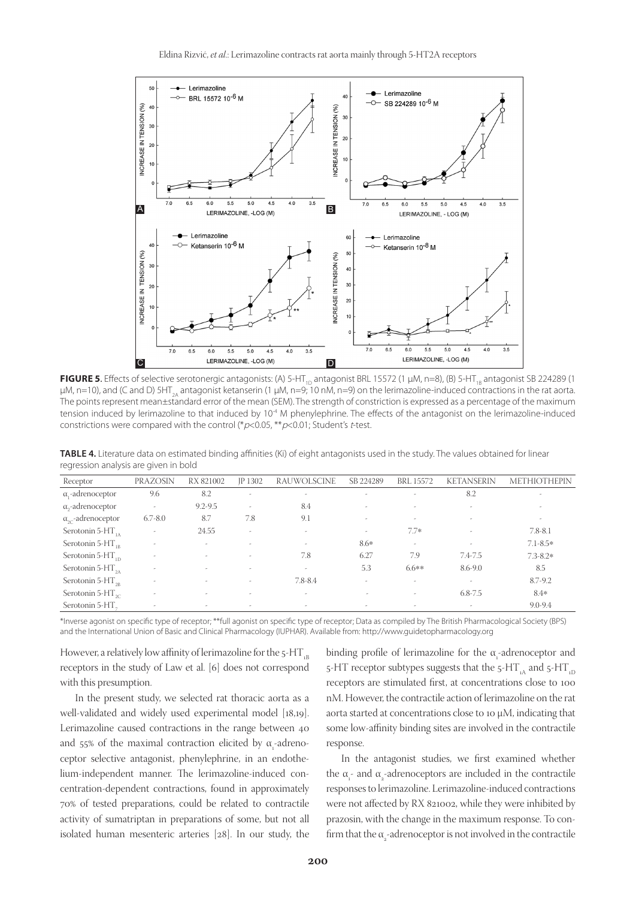**FIGURE 5.** Effects of selective serotonergic antagonists: (A) 5-$HT_{1D}$ antagonist BRL 15572 (1 µM, n=8), (B) 5-$HT_{1B}$ antagonist SB 224289 (1 µM, n=10), and (C and D) $5HT_{2A}$ antagonist ketanserin (1 µM, n=9; 10 nM, n=9) on the lerimazoline-induced contractions in the rat aorta. The points represent mean±standard error of the mean (SEM). The strength of constriction is expressed as a percentage of the maximum tension induced by lerimazoline to that induced by $10^{-4}$ M phenylephrine. The effects of the antagonist on the lerimazoline-induced constrictions were compared with the control (*$p<0.05$, **$p<0.01$; Student's *t*-test.

**TABLE 4.** Literature data on estimated binding affinities (Ki) of eight antagonists used in the study. The values obtained for linear regression analysis are given in bold

| Receptor | PRAZOSIN | RX 821002 | JP 1302 | RAUWOLSCINE | SB 224289 | BRL 15572 | KETANSERIN | METHIOTHEPIN |
|---|---|---|---|---|---|---|---|---|
| $\alpha_1$-adrenoceptor | 9.6 | 8.2 | - | - | - | - | 8.2 | - |
| $\alpha_2$-adrenoceptor | - | 9.2-9.5 | - | 8.4 | - | - | - | - |
| $\alpha_{2C}$-adrenoceptor | 6.7-8.0 | 8.7 | 7.8 | 9.1 | - | - | - | - |
| Serotonin 5-$HT_{1A}$ | - | 24.55 | - | - | - | 7.7* | - | 7.8-8.1 |
| Serotonin 5-$HT_{1B}$ | - | - | - | - | 8.6* | - | - | 7.1-8.5* |
| Serotonin 5-$HT_{1D}$ | - | - | - | 7.8 | 6.27 | 7.9 | 7.4-7.5 | 7.3-8.2* |
| Serotonin 5-$HT_{2A}$ | - | - | - | - | 5.3 | 6.6** | 8.6-9.0 | 8.5 |
| Serotonin 5-$HT_{2B}$ | - | - | - | 7.8-8.4 | - | - | - | 8.7-9.2 |
| Serotonin 5-$HT_{2C}$ | - | - | - | - | - | - | 6.8-7.5 | 8.4* |
| Serotonin 5-$HT_7$ | - | - | - | - | - | - | - | 9.0-9.4 |

*Inverse agonist on specific type of receptor; **full agonist on specific type of receptor; Data as compiled by The British Pharmacological Society (BPS) and the International Union of Basic and Clinical Pharmacology (IUPHAR). Available from: http://www.guidetopharmacology.org

However, a relatively low affinity of lerimazoline for the 5-$HT_{1B}$ receptors in the study of Law et al. [6] does not correspond with this presumption.

In the present study, we selected rat thoracic aorta as a well-validated and widely used experimental model [18,19]. Lerimazoline caused contractions in the range between 40 and 55% of the maximal contraction elicited by $\alpha_1$-adrenoceptor selective antagonist, phenylephrine, in an endothelium-independent manner. The lerimazoline-induced concentration-dependent contractions, found in approximately 70% of tested preparations, could be related to contractile activity of sumatriptan in preparations of some, but not all isolated human mesenteric arteries [28]. In our study, the binding profile of lerimazoline for the $\alpha_1$-adrenoceptor and 5-HT receptor subtypes suggests that the 5-$HT_{1A}$ and 5-$HT_{1D}$ receptors are stimulated first, at concentrations close to 100 nM. However, the contractile action of lerimazoline on the rat aorta started at concentrations close to 10 µM, indicating that some low-affinity binding sites are involved in the contractile response.

In the antagonist studies, we first examined whether the $\alpha_1$- and $\alpha_2$-adrenoceptors are included in the contractile responses to lerimazoline. Lerimazoline-induced contractions were not affected by RX 821002, while they were inhibited by prazosin, with the change in the maximum response. To confirm that the $\alpha_2$-adrenoceptor is not involved in the contractile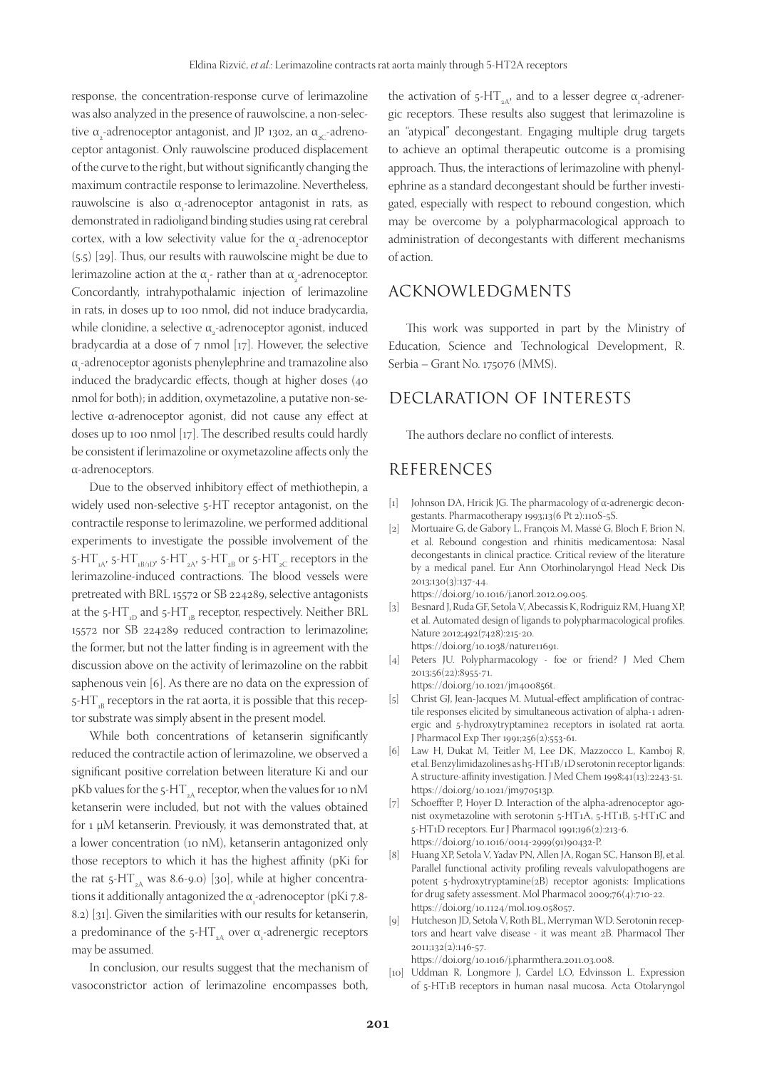response, the concentration-response curve of lerimazoline was also analyzed in the presence of rauwolscine, a non-selective $\alpha_2$-adrenoceptor antagonist, and JP 1302, an $\alpha_{2C}$-adrenoceptor antagonist. Only rauwolscine produced displacement of the curve to the right, but without significantly changing the maximum contractile response to lerimazoline. Nevertheless, rauwolscine is also $\alpha_1$-adrenoceptor antagonist in rats, as demonstrated in radioligand binding studies using rat cerebral cortex, with a low selectivity value for the $\alpha_2$-adrenoceptor (5.5) [29]. Thus, our results with rauwolscine might be due to lerimazoline action at the $\alpha_1$- rather than at $\alpha_2$-adrenoceptor. Concordantly, intrahypothalamic injection of lerimazoline in rats, in doses up to 100 nmol, did not induce bradycardia, while clonidine, a selective $\alpha_2$-adrenoceptor agonist, induced bradycardia at a dose of 7 nmol [17]. However, the selective $\alpha_1$-adrenoceptor agonists phenylephrine and tramazoline also induced the bradycardic effects, though at higher doses (40 nmol for both); in addition, oxymetazoline, a putative non-selective α-adrenoceptor agonist, did not cause any effect at doses up to 100 nmol [17]. The described results could hardly be consistent if lerimazoline or oxymetazoline affects only the α-adrenoceptors.

Due to the observed inhibitory effect of methiothepin, a widely used non-selective 5-HT receptor antagonist, on the contractile response to lerimazoline, we performed additional experiments to investigate the possible involvement of the $5\text{-HT}_{1A}$, $5\text{-HT}_{1B/1D}$, $5\text{-HT}_{2A}$, $5\text{-HT}_{2B}$ or $5\text{-HT}_{2C}$ receptors in the lerimazoline-induced contractions. The blood vessels were pretreated with BRL 15572 or SB 224289, selective antagonists at the $5\text{-HT}_{1D}$ and $5\text{-HT}_{1B}$ receptor, respectively. Neither BRL 15572 nor SB 224289 reduced contraction to lerimazoline; the former, but not the latter finding is in agreement with the discussion above on the activity of lerimazoline on the rabbit saphenous vein [6]. As there are no data on the expression of $5\text{-HT}_{1B}$ receptors in the rat aorta, it is possible that this receptor substrate was simply absent in the present model.

While both concentrations of ketanserin significantly reduced the contractile action of lerimazoline, we observed a significant positive correlation between literature Ki and our pKb values for the $5\text{-HT}_{2A}$ receptor, when the values for 10 nM ketanserin were included, but not with the values obtained for 1 μM ketanserin. Previously, it was demonstrated that, at a lower concentration (10 nM), ketanserin antagonized only those receptors to which it has the highest affinity (pKi for the rat $5\text{-HT}_{2A}$ was 8.6-9.0) [30], while at higher concentrations it additionally antagonized the $\alpha_1$-adrenoceptor (pKi 7.8-8.2) [31]. Given the similarities with our results for ketanserin, a predominance of the $5\text{-HT}_{2A}$ over $\alpha_1$-adrenergic receptors may be assumed.

In conclusion, our results suggest that the mechanism of vasoconstrictor action of lerimazoline encompasses both, the activation of $5\text{-HT}_{2A}$, and to a lesser degree $\alpha_1$-adrenergic receptors. These results also suggest that lerimazoline is an "atypical" decongestant. Engaging multiple drug targets to achieve an optimal therapeutic outcome is a promising approach. Thus, the interactions of lerimazoline with phenylephrine as a standard decongestant should be further investigated, especially with respect to rebound congestion, which may be overcome by a polypharmacological approach to administration of decongestants with different mechanisms of action.

## ACKNOWLEDGMENTS

This work was supported in part by the Ministry of Education, Science and Technological Development, R. Serbia – Grant No. 175076 (MMS).

## DECLARATION OF INTERESTS

The authors declare no conflict of interests.

## REFERENCES

[1] Johnson DA, Hricik JG. The pharmacology of α-adrenergic decongestants. Pharmacotherapy 1993;13(6 Pt 2):110S-5S.

[2] Mortuaire G, de Gabory L, François M, Massé G, Bloch F, Brion N, et al. Rebound congestion and rhinitis medicamentosa: Nasal decongestants in clinical practice. Critical review of the literature by a medical panel. Eur Ann Otorhinolaryngol Head Neck Dis 2013;130(3):137-44. https://doi.org/10.1016/j.anorl.2012.09.005.

[3] Besnard J, Ruda GF, Setola V, Abecassis K, Rodriguiz RM, Huang XP, et al. Automated design of ligands to polypharmacological profiles. Nature 2012;492(7428):215-20. https://doi.org/10.1038/nature11691.

[4] Peters JU. Polypharmacology - foe or friend? J Med Chem 2013;56(22):8955-71. https://doi.org/10.1021/jm400856t.

[5] Christ GJ, Jean-Jacques M. Mutual-effect amplification of contractile responses elicited by simultaneous activation of alpha-1 adrenergic and 5-hydroxytryptamine2 receptors in isolated rat aorta. J Pharmacol Exp Ther 1991;256(2):553-61.

[6] Law H, Dukat M, Teitler M, Lee DK, Mazzocco L, Kamboj R, et al. Benzylimidazolines as h5-HT1B/1D serotonin receptor ligands: A structure-affinity investigation. J Med Chem 1998;41(13):2243-51. https://doi.org/10.1021/jm970513p.

[7] Schoeffter P, Hoyer D. Interaction of the alpha-adrenoceptor agonist oxymetazoline with serotonin 5-HT1A, 5-HT1B, 5-HT1C and 5-HT1D receptors. Eur J Pharmacol 1991;196(2):213-6. https://doi.org/10.1016/0014-2999(91)90432-P.

[8] Huang XP, Setola V, Yadav PN, Allen JA, Rogan SC, Hanson BJ, et al. Parallel functional activity profiling reveals valvulopathogens are potent 5-hydroxytryptamine(2B) receptor agonists: Implications for drug safety assessment. Mol Pharmacol 2009;76(4):710-22. https://doi.org/10.1124/mol.109.058057.

[9] Hutcheson JD, Setola V, Roth BL, Merryman WD. Serotonin receptors and heart valve disease - it was meant 2B. Pharmacol Ther 2011;132(2):146-57. https://doi.org/10.1016/j.pharmthera.2011.03.008.

[10] Uddman R, Longmore J, Cardel LO, Edvinsson L. Expression of 5-HT1B receptors in human nasal mucosa. Acta Otolaryngol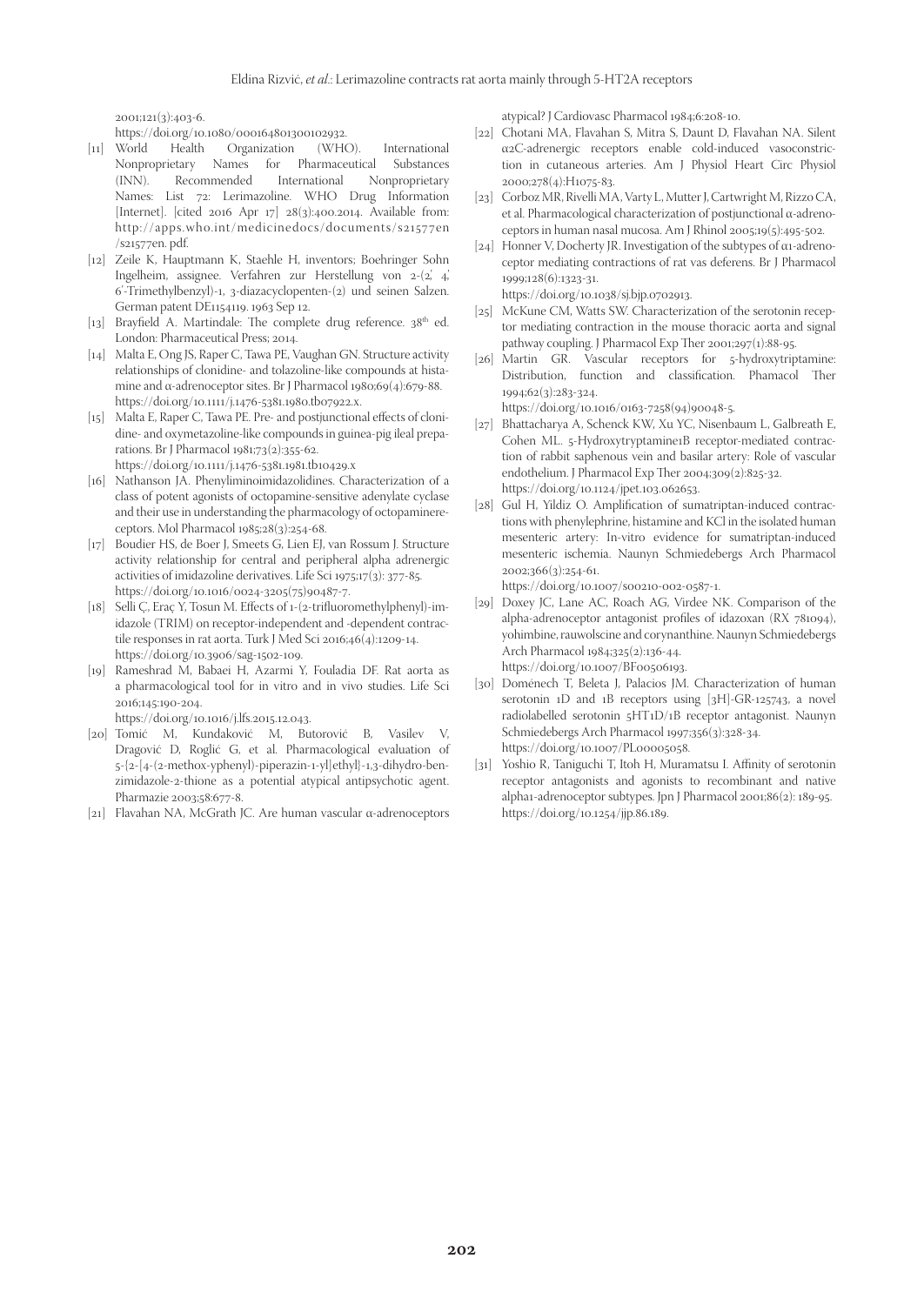2001;121(3):403-6.
https://doi.org/10.1080/000164801300102932.

[11] World Health Organization (WHO). International Nonproprietary Names for Pharmaceutical Substances (INN). Recommended International Nonproprietary Names: List 72: Lerimazoline. WHO Drug Information [Internet]. [cited 2016 Apr 17] 28(3):400.2014. Available from: http://apps.who.int/medicinedocs/documents/s21577en/s21577en. pdf.

[12] Zeile K, Hauptmann K, Staehle H, inventors; Boehringer Sohn Ingelheim, assignee. Verfahren zur Herstellung von 2-(2', 4', 6'-Trimethylbenzyl)-1, 3-diazacyclopenten-(2) und seinen Salzen. German patent DE1154119. 1963 Sep 12.

[13] Brayfield A. Martindale: The complete drug reference. 38th ed. London: Pharmaceutical Press; 2014.

[14] Malta E, Ong JS, Raper C, Tawa PE, Vaughan GN. Structure activity relationships of clonidine- and tolazoline-like compounds at histamine and α-adrenoceptor sites. Br J Pharmacol 1980;69(4):679-88.
https://doi.org/10.1111/j.1476-5381.1980.tb07922.x.

[15] Malta E, Raper C, Tawa PE. Pre- and postjunctional effects of clonidine- and oxymetazoline-like compounds in guinea-pig ileal preparations. Br J Pharmacol 1981;73(2):355-62.
https://doi.org/10.1111/j.1476-5381.1981.tb10429.x

[16] Nathanson JA. Phenyliminoimidazolidines. Characterization of a class of potent agonists of octopamine-sensitive adenylate cyclase and their use in understanding the pharmacology of octopaminereceptors. Mol Pharmacol 1985;28(3):254-68.

[17] Boudier HS, de Boer J, Smeets G, Lien EJ, van Rossum J. Structure activity relationship for central and peripheral alpha adrenergic activities of imidazoline derivatives. Life Sci 1975;17(3): 377-85.
https://doi.org/10.1016/0024-3205(75)90487-7.

[18] Selli Ç, Eraç Y, Tosun M. Effects of 1-(2-trifluoromethylphenyl)-imidazole (TRIM) on receptor-independent and -dependent contractile responses in rat aorta. Turk J Med Sci 2016;46(4):1209-14.
https://doi.org/10.3906/sag-1502-109.

[19] Rameshrad M, Babaei H, Azarmi Y, Fouladia DF. Rat aorta as a pharmacological tool for in vitro and in vivo studies. Life Sci 2016;145:190-204.
https://doi.org/10.1016/j.lfs.2015.12.043.

[20] Tomić M, Kundaković M, Butorović B, Vasilev V, Dragović D, Roglić G, et al. Pharmacological evaluation of 5-{2-[4-(2-methox-yphenyl)-piperazin-1-yl]ethyl}-1,3-dihydro-benzimidazole-2-thione as a potential atypical antipsychotic agent. Pharmazie 2003;58:677-8.

[21] Flavahan NA, McGrath JC. Are human vascular α-adrenoceptors atypical? J Cardiovasc Pharmacol 1984;6:208-10.

[22] Chotani MA, Flavahan S, Mitra S, Daunt D, Flavahan NA. Silent α2C-adrenergic receptors enable cold-induced vasoconstriction in cutaneous arteries. Am J Physiol Heart Circ Physiol 2000;278(4):H1075-83.

[23] Corboz MR, Rivelli MA, Varty L, Mutter J, Cartwright M, Rizzo CA, et al. Pharmacological characterization of postjunctional α-adrenoceptors in human nasal mucosa. Am J Rhinol 2005;19(5):495-502.

[24] Honner V, Docherty JR. Investigation of the subtypes of α1-adrenoceptor mediating contractions of rat vas deferens. Br J Pharmacol 1999;128(6):1323-31.
https://doi.org/10.1038/sj.bjp.0702913.

[25] McKune CM, Watts SW. Characterization of the serotonin receptor mediating contraction in the mouse thoracic aorta and signal pathway coupling. J Pharmacol Exp Ther 2001;297(1):88-95.

[26] Martin GR. Vascular receptors for 5-hydroxytriptamine: Distribution, function and classification. Phamacol Ther 1994;62(3):283-324.
https://doi.org/10.1016/0163-7258(94)90048-5.

[27] Bhattacharya A, Schenck KW, Xu YC, Nisenbaum L, Galbreath E, Cohen ML. 5-Hydroxytryptamine1B receptor-mediated contraction of rabbit saphenous vein and basilar artery: Role of vascular endothelium. J Pharmacol Exp Ther 2004;309(2):825-32.
https://doi.org/10.1124/jpet.103.062653.

[28] Gul H, Yildiz O. Amplification of sumatriptan-induced contractions with phenylephrine, histamine and KCl in the isolated human mesenteric artery: In-vitro evidence for sumatriptan-induced mesenteric ischemia. Naunyn Schmiedebergs Arch Pharmacol 2002;366(3):254-61.
https://doi.org/10.1007/s00210-002-0587-1.

[29] Doxey JC, Lane AC, Roach AG, Virdee NK. Comparison of the alpha-adrenoceptor antagonist profiles of idazoxan (RX 781094), yohimbine, rauwolscine and corynanthine. Naunyn Schmiedebergs Arch Pharmacol 1984;325(2):136-44.
https://doi.org/10.1007/BF00506193.

[30] Doménech T, Beleta J, Palacios JM. Characterization of human serotonin 1D and 1B receptors using [3H]-GR-125743, a novel radiolabelled serotonin 5HT1D/1B receptor antagonist. Naunyn Schmiedebergs Arch Pharmacol 1997;356(3):328-34.
https://doi.org/10.1007/PL00005058.

[31] Yoshio R, Taniguchi T, Itoh H, Muramatsu I. Affinity of serotonin receptor antagonists and agonists to recombinant and native alpha1-adrenoceptor subtypes. Jpn J Pharmacol 2001;86(2): 189-95.
https://doi.org/10.1254/jjp.86.189.